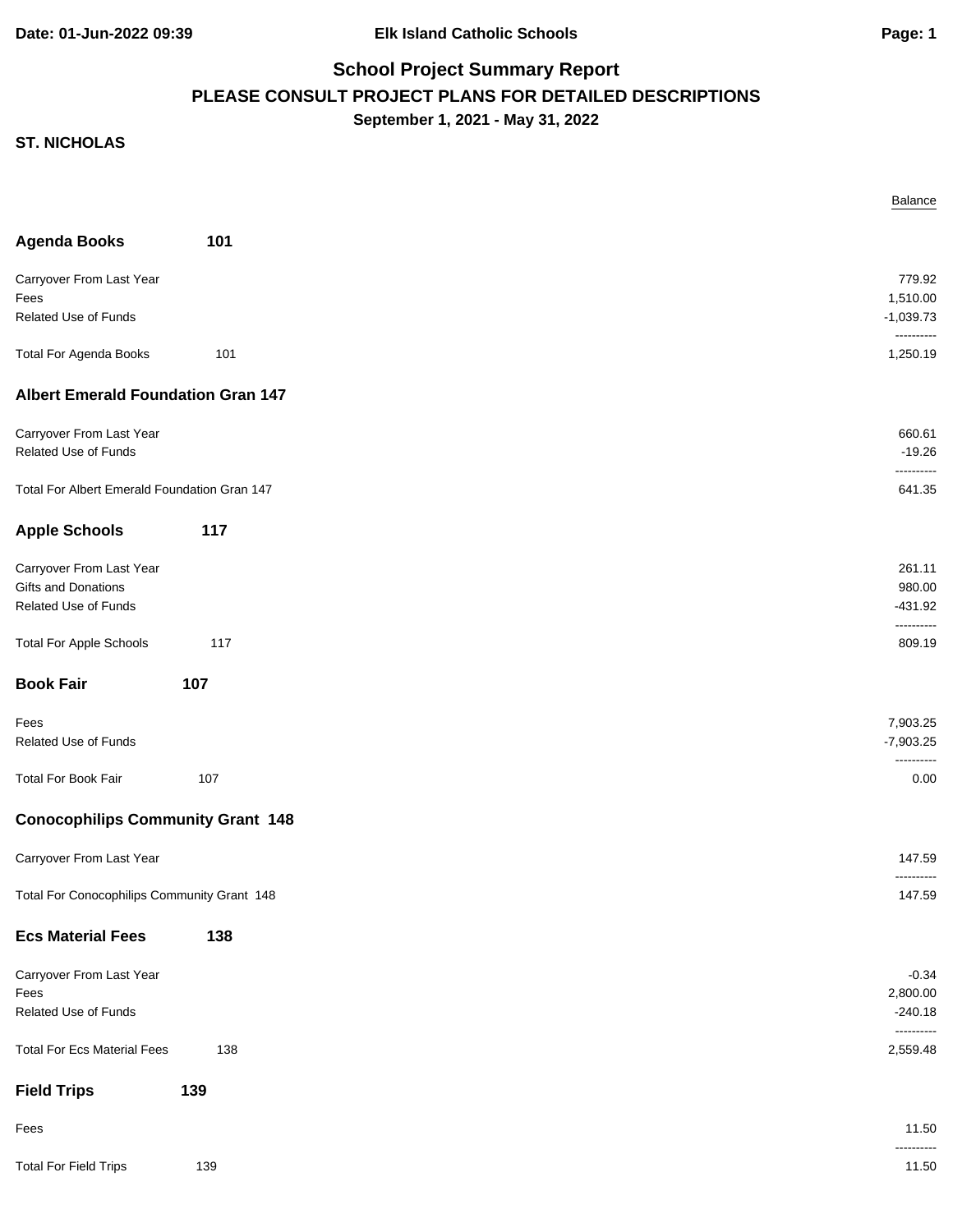**Elk Island Catholic Schools**

# School Project Summary Report

## PLEASE CONSULT PROJECT PLANS FOR DETAILED DESCRIPTIONS

**September 1, 2021 - May 31, 2022**

**ST. NICHOLAS**

| | | Balance |
|---|---|---|
| **Agenda Books** | **101** | |
| Carryover From Last Year | | 779.92 |
| Fees | | 1,510.00 |
| Related Use of Funds | | -1,039.73 |
| Total For Agenda Books | 101 | 1,250.19 |
| **Albert Emerald Foundation Gran 147** | | |
| Carryover From Last Year | | 660.61 |
| Related Use of Funds | | -19.26 |
| Total For Albert Emerald Foundation Gran 147 | | 641.35 |
| **Apple Schools** | **117** | |
| Carryover From Last Year | | 261.11 |
| Gifts and Donations | | 980.00 |
| Related Use of Funds | | -431.92 |
| Total For Apple Schools | 117 | 809.19 |
| **Book Fair** | **107** | |
| Fees | | 7,903.25 |
| Related Use of Funds | | -7,903.25 |
| Total For Book Fair | 107 | 0.00 |
| **Conocophilips Community Grant 148** | | |
| Carryover From Last Year | | 147.59 |
| Total For Conocophilips Community Grant 148 | | 147.59 |
| **Ecs Material Fees** | **138** | |
| Carryover From Last Year | | -0.34 |
| Fees | | 2,800.00 |
| Related Use of Funds | | -240.18 |
| Total For Ecs Material Fees | 138 | 2,559.48 |
| **Field Trips** | **139** | |
| Fees | | 11.50 |
| Total For Field Trips | 139 | 11.50 |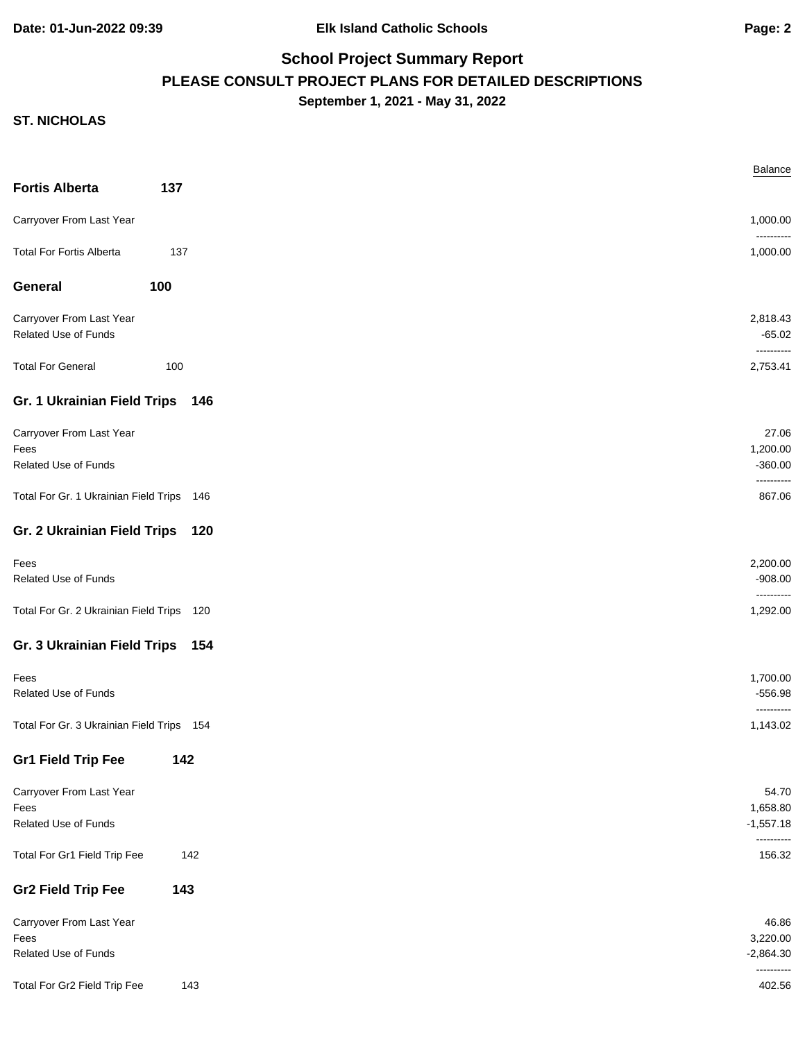# School Project Summary Report

## PLEASE CONSULT PROJECT PLANS FOR DETAILED DESCRIPTIONS

**September 1, 2021 - May 31, 2022**

**ST. NICHOLAS**

| | | Balance |
|---|---|---|
| **Fortis Alberta** | **137** | |
| Carryover From Last Year | | 1,000.00 |
| Total For Fortis Alberta | 137 | 1,000.00 |
| **General** | **100** | |
| Carryover From Last Year | | 2,818.43 |
| Related Use of Funds | | -65.02 |
| Total For General | 100 | 2,753.41 |
| **Gr. 1 Ukrainian Field Trips** | **146** | |
| Carryover From Last Year | | 27.06 |
| Fees | | 1,200.00 |
| Related Use of Funds | | -360.00 |
| Total For Gr. 1 Ukrainian Field Trips | 146 | 867.06 |
| **Gr. 2 Ukrainian Field Trips** | **120** | |
| Fees | | 2,200.00 |
| Related Use of Funds | | -908.00 |
| Total For Gr. 2 Ukrainian Field Trips | 120 | 1,292.00 |
| **Gr. 3 Ukrainian Field Trips** | **154** | |
| Fees | | 1,700.00 |
| Related Use of Funds | | -556.98 |
| Total For Gr. 3 Ukrainian Field Trips | 154 | 1,143.02 |
| **Gr1 Field Trip Fee** | **142** | |
| Carryover From Last Year | | 54.70 |
| Fees | | 1,658.80 |
| Related Use of Funds | | -1,557.18 |
| Total For Gr1 Field Trip Fee | 142 | 156.32 |
| **Gr2 Field Trip Fee** | **143** | |
| Carryover From Last Year | | 46.86 |
| Fees | | 3,220.00 |
| Related Use of Funds | | -2,864.30 |
| Total For Gr2 Field Trip Fee | 143 | 402.56 |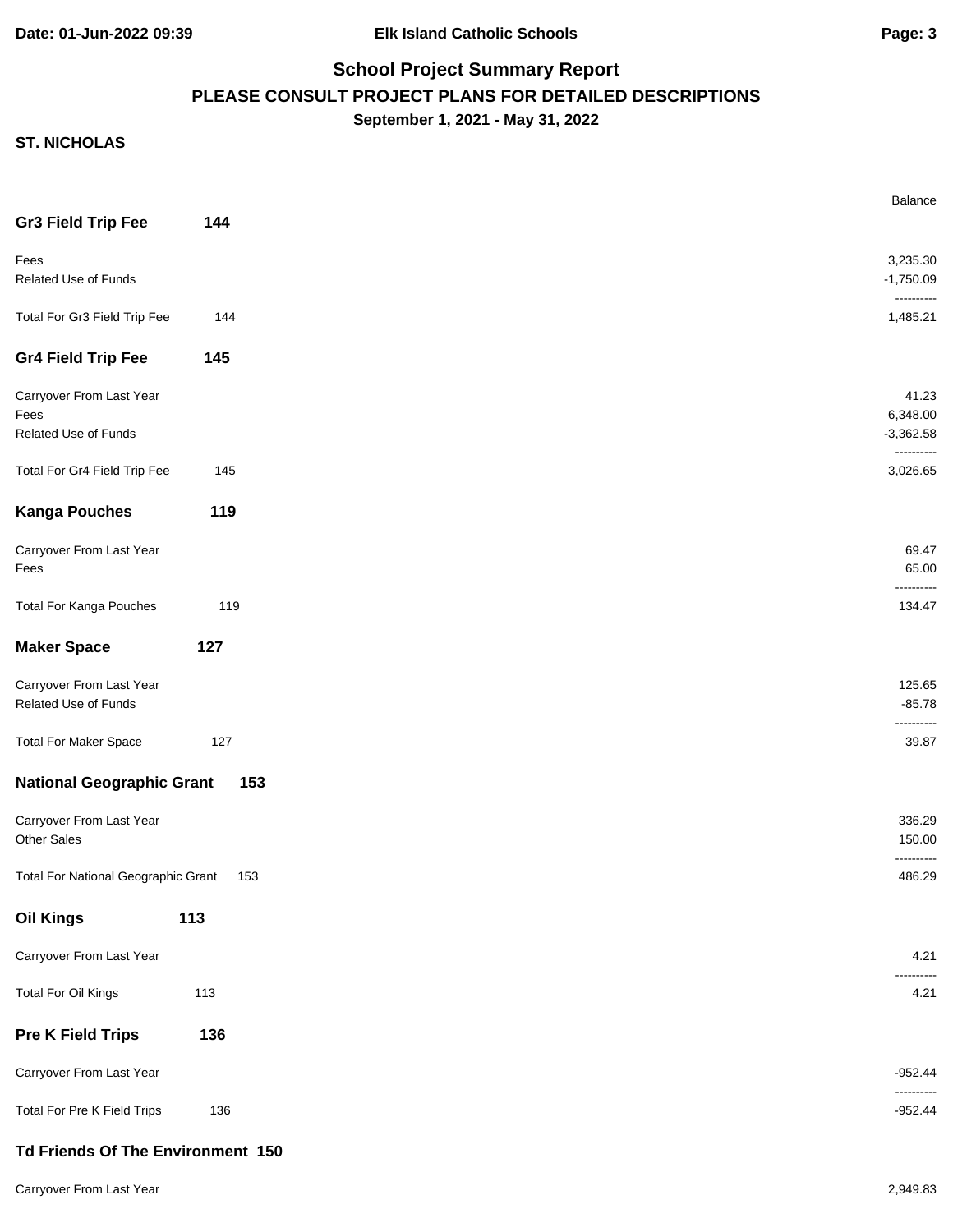## School Project Summary Report

**PLEASE CONSULT PROJECT PLANS FOR DETAILED DESCRIPTIONS**

**September 1, 2021 - May 31, 2022**

**ST. NICHOLAS**

| | | Balance |
|---|---|---|
| **Gr3 Field Trip Fee** | **144** | |
| Fees | | 3,235.30 |
| Related Use of Funds | | -1,750.09 |
| Total For Gr3 Field Trip Fee | 144 | 1,485.21 |
| **Gr4 Field Trip Fee** | **145** | |
| Carryover From Last Year | | 41.23 |
| Fees | | 6,348.00 |
| Related Use of Funds | | -3,362.58 |
| Total For Gr4 Field Trip Fee | 145 | 3,026.65 |
| **Kanga Pouches** | **119** | |
| Carryover From Last Year | | 69.47 |
| Fees | | 65.00 |
| Total For Kanga Pouches | 119 | 134.47 |
| **Maker Space** | **127** | |
| Carryover From Last Year | | 125.65 |
| Related Use of Funds | | -85.78 |
| Total For Maker Space | 127 | 39.87 |
| **National Geographic Grant** | **153** | |
| Carryover From Last Year | | 336.29 |
| Other Sales | | 150.00 |
| Total For National Geographic Grant | 153 | 486.29 |
| **Oil Kings** | **113** | |
| Carryover From Last Year | | 4.21 |
| Total For Oil Kings | 113 | 4.21 |
| **Pre K Field Trips** | **136** | |
| Carryover From Last Year | | -952.44 |
| Total For Pre K Field Trips | 136 | -952.44 |
| **Td Friends Of The Environment** | **150** | |
| Carryover From Last Year | | 2,949.83 |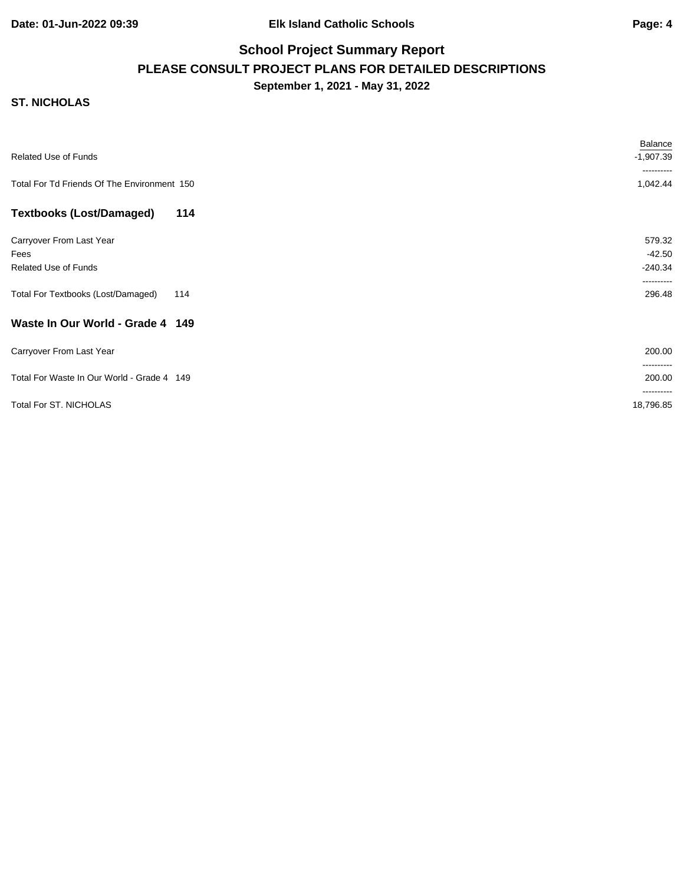# School Project Summary Report

## PLEASE CONSULT PROJECT PLANS FOR DETAILED DESCRIPTIONS

### September 1, 2021 - May 31, 2022

**ST. NICHOLAS**

| | Balance |
|---|---|
| Related Use of Funds | -1,907.39 |
| | ---------- |
| Total For Td Friends Of The Environment 150 | 1,042.44 |

### Textbooks (Lost/Damaged) 114

| | |
|---|---|
| Carryover From Last Year | 579.32 |
| Fees | -42.50 |
| Related Use of Funds | -240.34 |
| | ---------- |
| Total For Textbooks (Lost/Damaged) 114 | 296.48 |

### Waste In Our World - Grade 4 149

| | |
|---|---|
| Carryover From Last Year | 200.00 |
| | ---------- |
| Total For Waste In Our World - Grade 4 149 | 200.00 |
| | ---------- |
| Total For ST. NICHOLAS | 18,796.85 |